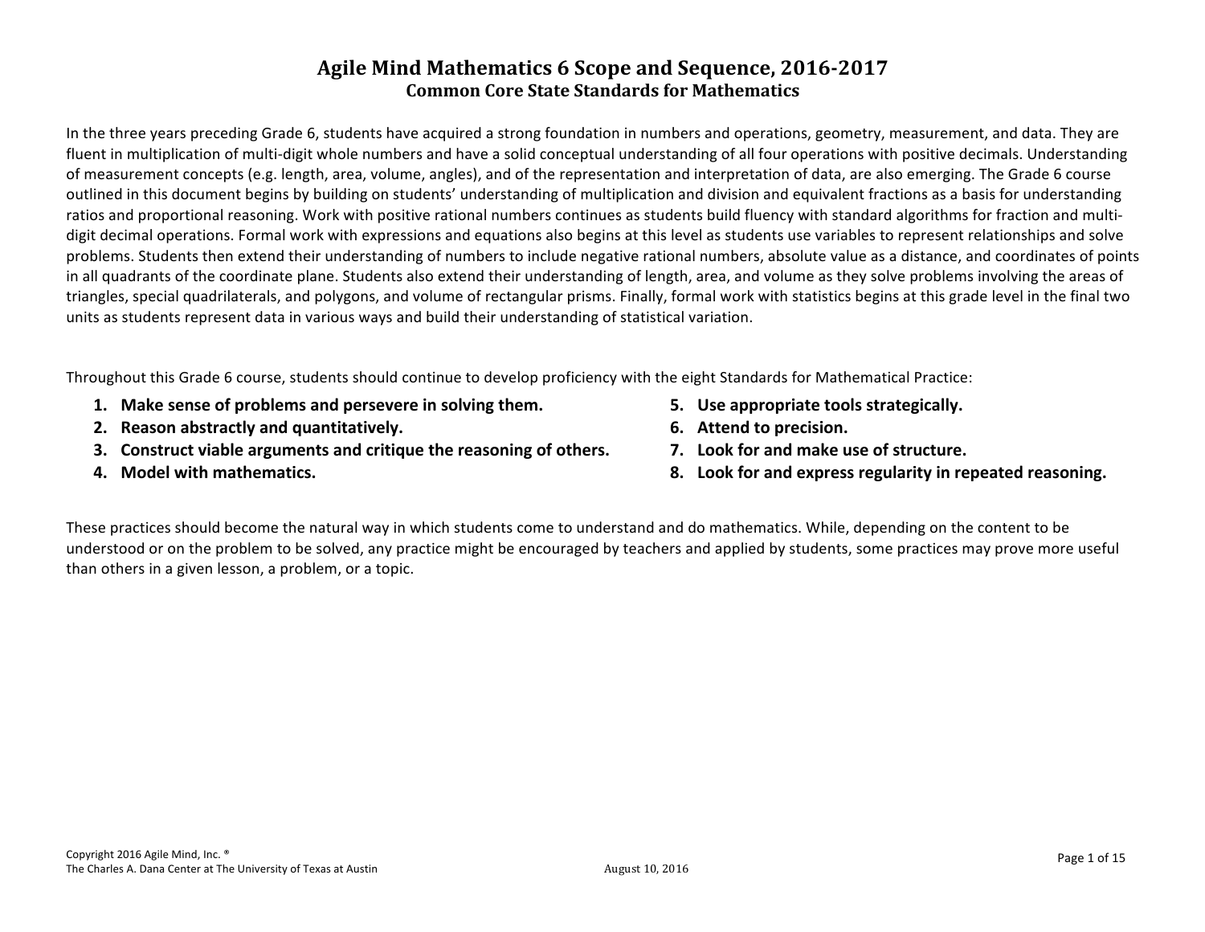# Agile Mind Mathematics 6 Scope and Sequence, 2016-2017

## Common Core State Standards for Mathematics

In the three years preceding Grade 6, students have acquired a strong foundation in numbers and operations, geometry, measurement, and data. They are fluent in multiplication of multi-digit whole numbers and have a solid conceptual understanding of all four operations with positive decimals. Understanding of measurement concepts (e.g. length, area, volume, angles), and of the representation and interpretation of data, are also emerging. The Grade 6 course outlined in this document begins by building on students' understanding of multiplication and division and equivalent fractions as a basis for understanding ratios and proportional reasoning. Work with positive rational numbers continues as students build fluency with standard algorithms for fraction and multi-digit decimal operations. Formal work with expressions and equations also begins at this level as students use variables to represent relationships and solve problems. Students then extend their understanding of numbers to include negative rational numbers, absolute value as a distance, and coordinates of points in all quadrants of the coordinate plane. Students also extend their understanding of length, area, and volume as they solve problems involving the areas of triangles, special quadrilaterals, and polygons, and volume of rectangular prisms. Finally, formal work with statistics begins at this grade level in the final two units as students represent data in various ways and build their understanding of statistical variation.

Throughout this Grade 6 course, students should continue to develop proficiency with the eight Standards for Mathematical Practice:

1. **Make sense of problems and persevere in solving them.**
2. **Reason abstractly and quantitatively.**
3. **Construct viable arguments and critique the reasoning of others.**
4. **Model with mathematics.**
5. **Use appropriate tools strategically.**
6. **Attend to precision.**
7. **Look for and make use of structure.**
8. **Look for and express regularity in repeated reasoning.**

These practices should become the natural way in which students come to understand and do mathematics. While, depending on the content to be understood or on the problem to be solved, any practice might be encouraged by teachers and applied by students, some practices may prove more useful than others in a given lesson, a problem, or a topic.

Copyright 2016 Agile Mind, Inc. ®
The Charles A. Dana Center at The University of Texas at Austin
August 10, 2016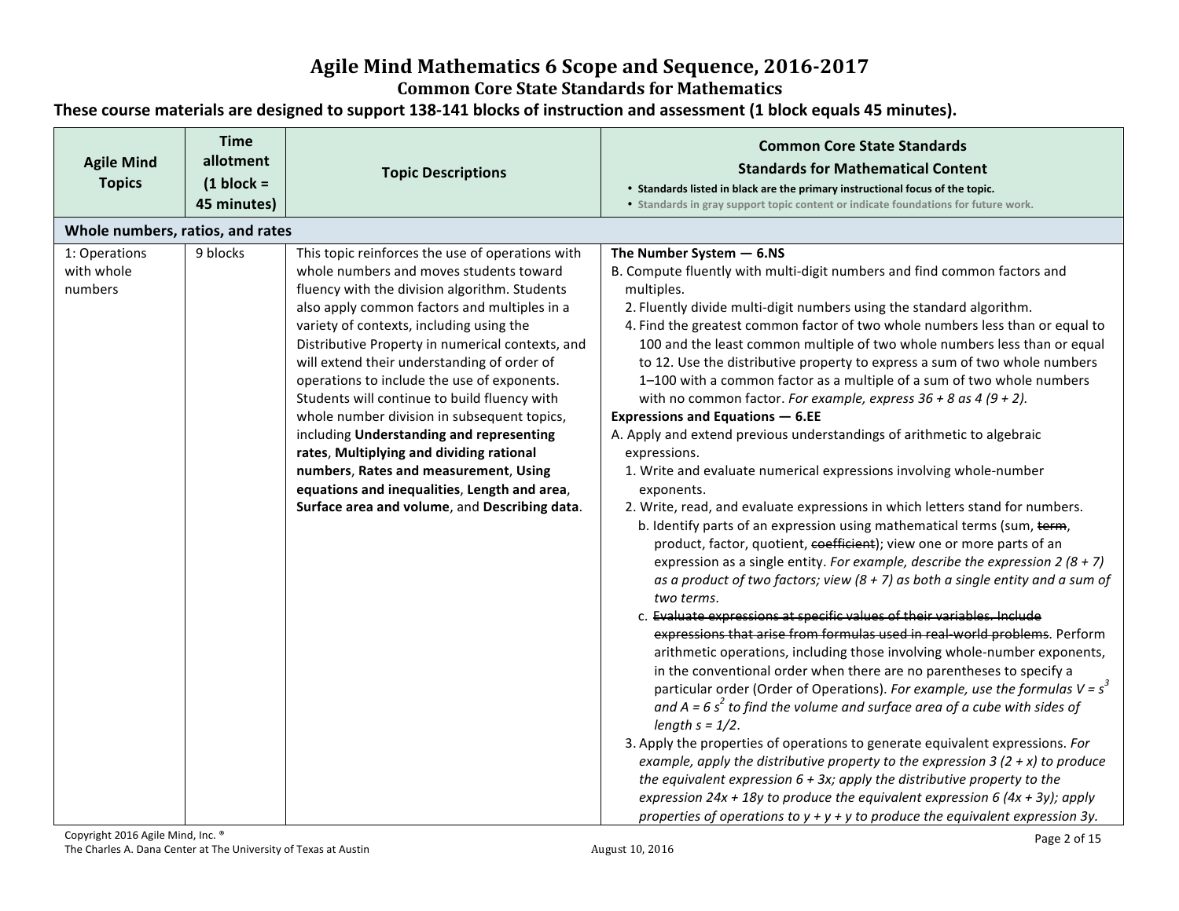# Agile Mind Mathematics 6 Scope and Sequence, 2016-2017

## Common Core State Standards for Mathematics

**These course materials are designed to support 138-141 blocks of instruction and assessment (1 block equals 45 minutes).**

| Agile Mind Topics | Time allotment (1 block = 45 minutes) | Topic Descriptions | Common Core State Standards<br>Standards for Mathematical Content<br>• Standards listed in black are the primary instructional focus of the topic.<br>• Standards in gray support topic content or indicate foundations for future work. |
|---|---|---|---|
| **Whole numbers, ratios, and rates** | | | |
| 1: Operations with whole numbers | 9 blocks | This topic reinforces the use of operations with whole numbers and moves students toward fluency with the division algorithm. Students also apply common factors and multiples in a variety of contexts, including using the Distributive Property in numerical contexts, and will extend their understanding of order of operations to include the use of exponents. Students will continue to build fluency with whole number division in subsequent topics, including **Understanding and representing rates**, **Multiplying and dividing rational numbers**, **Rates and measurement**, **Using equations and inequalities**, **Length and area**, **Surface area and volume**, and **Describing data**. | **The Number System — 6.NS**<br>B. Compute fluently with multi-digit numbers and find common factors and multiples.<br>2. Fluently divide multi-digit numbers using the standard algorithm.<br>4. Find the greatest common factor of two whole numbers less than or equal to 100 and the least common multiple of two whole numbers less than or equal to 12. Use the distributive property to express a sum of two whole numbers 1–100 with a common factor as a multiple of a sum of two whole numbers with no common factor. *For example, express 36 + 8 as 4 (9 + 2).*<br>**Expressions and Equations — 6.EE**<br>A. Apply and extend previous understandings of arithmetic to algebraic expressions.<br>1. Write and evaluate numerical expressions involving whole-number exponents.<br>2. Write, read, and evaluate expressions in which letters stand for numbers.<br>b. Identify parts of an expression using mathematical terms (sum, ~~term~~, product, factor, quotient, ~~coefficient~~); view one or more parts of an expression as a single entity. *For example, describe the expression 2 (8 + 7) as a product of two factors; view (8 + 7) as both a single entity and a sum of two terms*.<br>c. ~~Evaluate expressions at specific values of their variables. Include expressions that arise from formulas used in real-world problems~~. Perform arithmetic operations, including those involving whole-number exponents, in the conventional order when there are no parentheses to specify a particular order (Order of Operations). *For example, use the formulas* $V = s^3$ *and* $A = 6s^2$ *to find the volume and surface area of a cube with sides of length s = 1/2*.<br>3. Apply the properties of operations to generate equivalent expressions. *For example, apply the distributive property to the expression 3 (2 + x) to produce the equivalent expression 6 + 3x; apply the distributive property to the expression 24x + 18y to produce the equivalent expression 6 (4x + 3y); apply properties of operations to y + y + y to produce the equivalent expression 3y.* |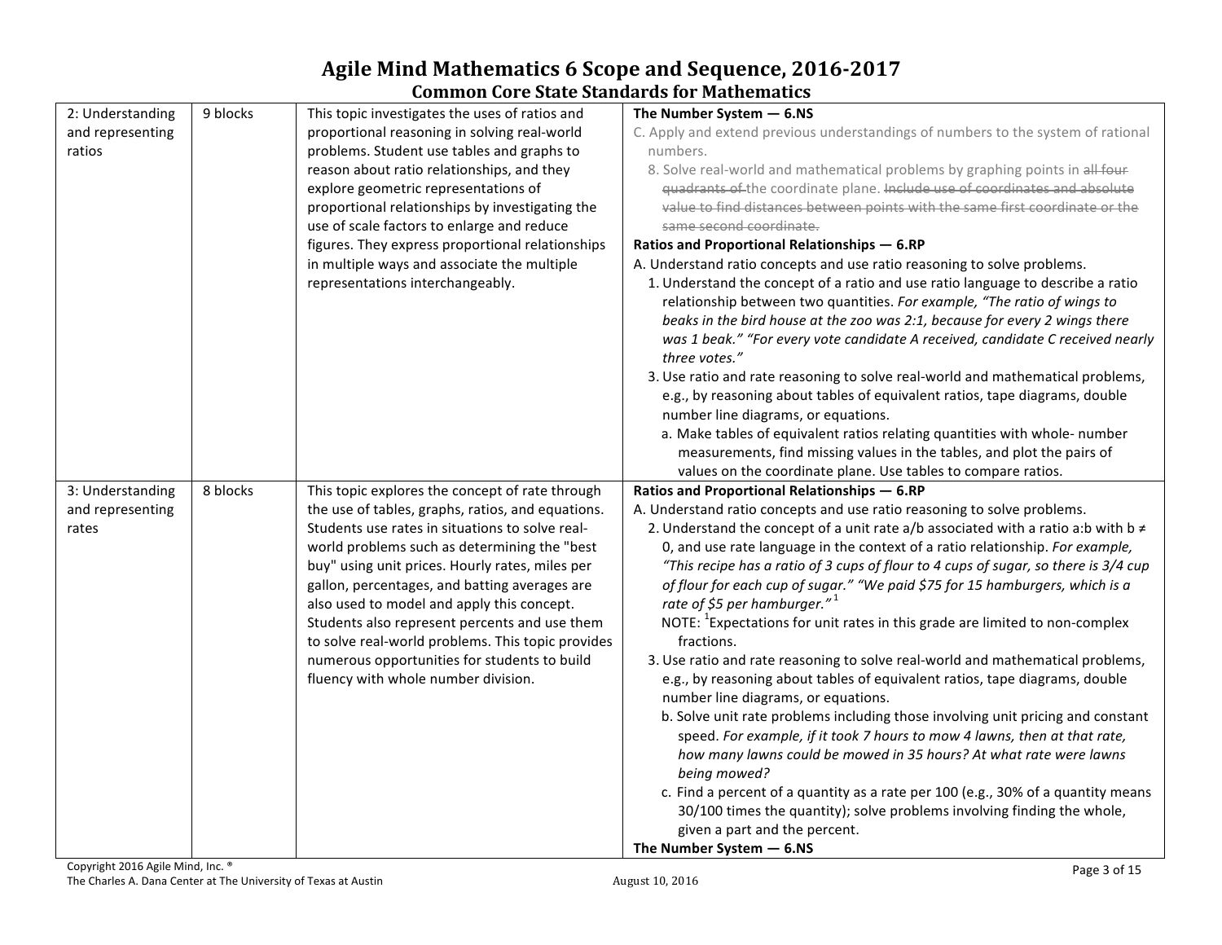# Agile Mind Mathematics 6 Scope and Sequence, 2016-2017

## Common Core State Standards for Mathematics

| | | | |
|---|---|---|---|
| 2: Understanding and representing ratios | 9 blocks | This topic investigates the uses of ratios and proportional reasoning in solving real-world problems. Student use tables and graphs to reason about ratio relationships, and they explore geometric representations of proportional relationships by investigating the use of scale factors to enlarge and reduce figures. They express proportional relationships in multiple ways and associate the multiple representations interchangeably. | **The Number System — 6.NS**<br>C. Apply and extend previous understandings of numbers to the system of rational numbers.<br>8. Solve real-world and mathematical problems by graphing points in ~~all four quadrants of~~ the coordinate plane. ~~Include use of coordinates and absolute value to find distances between points with the same first coordinate or the same second coordinate.~~<br>**Ratios and Proportional Relationships — 6.RP**<br>A. Understand ratio concepts and use ratio reasoning to solve problems.<br>1. Understand the concept of a ratio and use ratio language to describe a ratio relationship between two quantities. *For example, "The ratio of wings to beaks in the bird house at the zoo was 2:1, because for every 2 wings there was 1 beak." "For every vote candidate A received, candidate C received nearly three votes."*<br>3. Use ratio and rate reasoning to solve real-world and mathematical problems, e.g., by reasoning about tables of equivalent ratios, tape diagrams, double number line diagrams, or equations.<br>a. Make tables of equivalent ratios relating quantities with whole- number measurements, find missing values in the tables, and plot the pairs of values on the coordinate plane. Use tables to compare ratios. |
| 3: Understanding and representing rates | 8 blocks | This topic explores the concept of rate through the use of tables, graphs, ratios, and equations. Students use rates in situations to solve real-world problems such as determining the "best buy" using unit prices. Hourly rates, miles per gallon, percentages, and batting averages are also used to model and apply this concept. Students also represent percents and use them to solve real-world problems. This topic provides numerous opportunities for students to build fluency with whole number division. | **Ratios and Proportional Relationships — 6.RP**<br>A. Understand ratio concepts and use ratio reasoning to solve problems.<br>2. Understand the concept of a unit rate a/b associated with a ratio a:b with b ≠ 0, and use rate language in the context of a ratio relationship. *For example, "This recipe has a ratio of 3 cups of flour to 4 cups of sugar, so there is 3/4 cup of flour for each cup of sugar." "We paid $75 for 15 hamburgers, which is a rate of $5 per hamburger."*[1]<br>NOTE: [1]Expectations for unit rates in this grade are limited to non-complex fractions.<br>3. Use ratio and rate reasoning to solve real-world and mathematical problems, e.g., by reasoning about tables of equivalent ratios, tape diagrams, double number line diagrams, or equations.<br>b. Solve unit rate problems including those involving unit pricing and constant speed. *For example, if it took 7 hours to mow 4 lawns, then at that rate, how many lawns could be mowed in 35 hours? At what rate were lawns being mowed?*<br>c. Find a percent of a quantity as a rate per 100 (e.g., 30% of a quantity means 30/100 times the quantity); solve problems involving finding the whole, given a part and the percent.<br>**The Number System — 6.NS** |

Copyright 2016 Agile Mind, Inc. ®
The Charles A. Dana Center at The University of Texas at Austin
August 10, 2016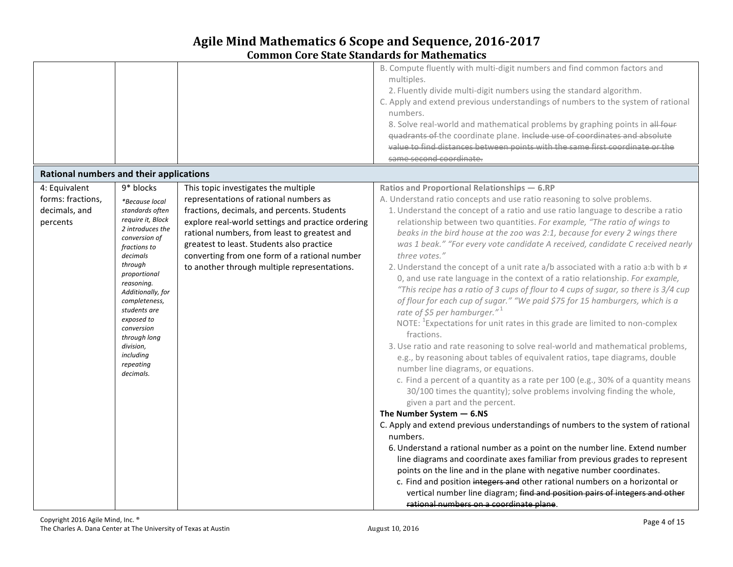# Agile Mind Mathematics 6 Scope and Sequence, 2016-2017

## Common Core State Standards for Mathematics

| | | | |
|---|---|---|---|
| | | | B. Compute fluently with multi-digit numbers and find common factors and multiples.<br>2. Fluently divide multi-digit numbers using the standard algorithm.<br>C. Apply and extend previous understandings of numbers to the system of rational numbers.<br>8. Solve real-world and mathematical problems by graphing points in ~~all four quadrants of~~ the coordinate plane. ~~Include use of coordinates and absolute value to find distances between points with the same first coordinate or the same second coordinate.~~ |
| **Rational numbers and their applications** | | | |
| 4: Equivalent forms: fractions, decimals, and percents | 9* blocks<br>*\*Because local standards often require it, Block 2 introduces the conversion of fractions to decimals through proportional reasoning. Additionally, for completeness, students are exposed to conversion through long division, including repeating decimals.* | This topic investigates the multiple representations of rational numbers as fractions, decimals, and percents. Students explore real-world settings and practice ordering rational numbers, from least to greatest and greatest to least. Students also practice converting from one form of a rational number to another through multiple representations. | **Ratios and Proportional Relationships — 6.RP**<br>A. Understand ratio concepts and use ratio reasoning to solve problems.<br>1. Understand the concept of a ratio and use ratio language to describe a ratio relationship between two quantities. *For example, "The ratio of wings to beaks in the bird house at the zoo was 2:1, because for every 2 wings there was 1 beak." "For every vote candidate A received, candidate C received nearly three votes."*<br>2. Understand the concept of a unit rate a/b associated with a ratio a:b with b ≠ 0, and use rate language in the context of a ratio relationship. *For example, "This recipe has a ratio of 3 cups of flour to 4 cups of sugar, so there is 3/4 cup of flour for each cup of sugar." "We paid $75 for 15 hamburgers, which is a rate of $5 per hamburger."* [1]<br>NOTE: [1]Expectations for unit rates in this grade are limited to non-complex fractions.<br>3. Use ratio and rate reasoning to solve real-world and mathematical problems, e.g., by reasoning about tables of equivalent ratios, tape diagrams, double number line diagrams, or equations.<br>c. Find a percent of a quantity as a rate per 100 (e.g., 30% of a quantity means 30/100 times the quantity); solve problems involving finding the whole, given a part and the percent.<br>**The Number System — 6.NS**<br>C. Apply and extend previous understandings of numbers to the system of rational numbers.<br>6. Understand a rational number as a point on the number line. Extend number line diagrams and coordinate axes familiar from previous grades to represent points on the line and in the plane with negative number coordinates.<br>c. Find and position ~~integers and~~ other rational numbers on a horizontal or vertical number line diagram; ~~find and position pairs of integers and other rational numbers on a coordinate plane~~. |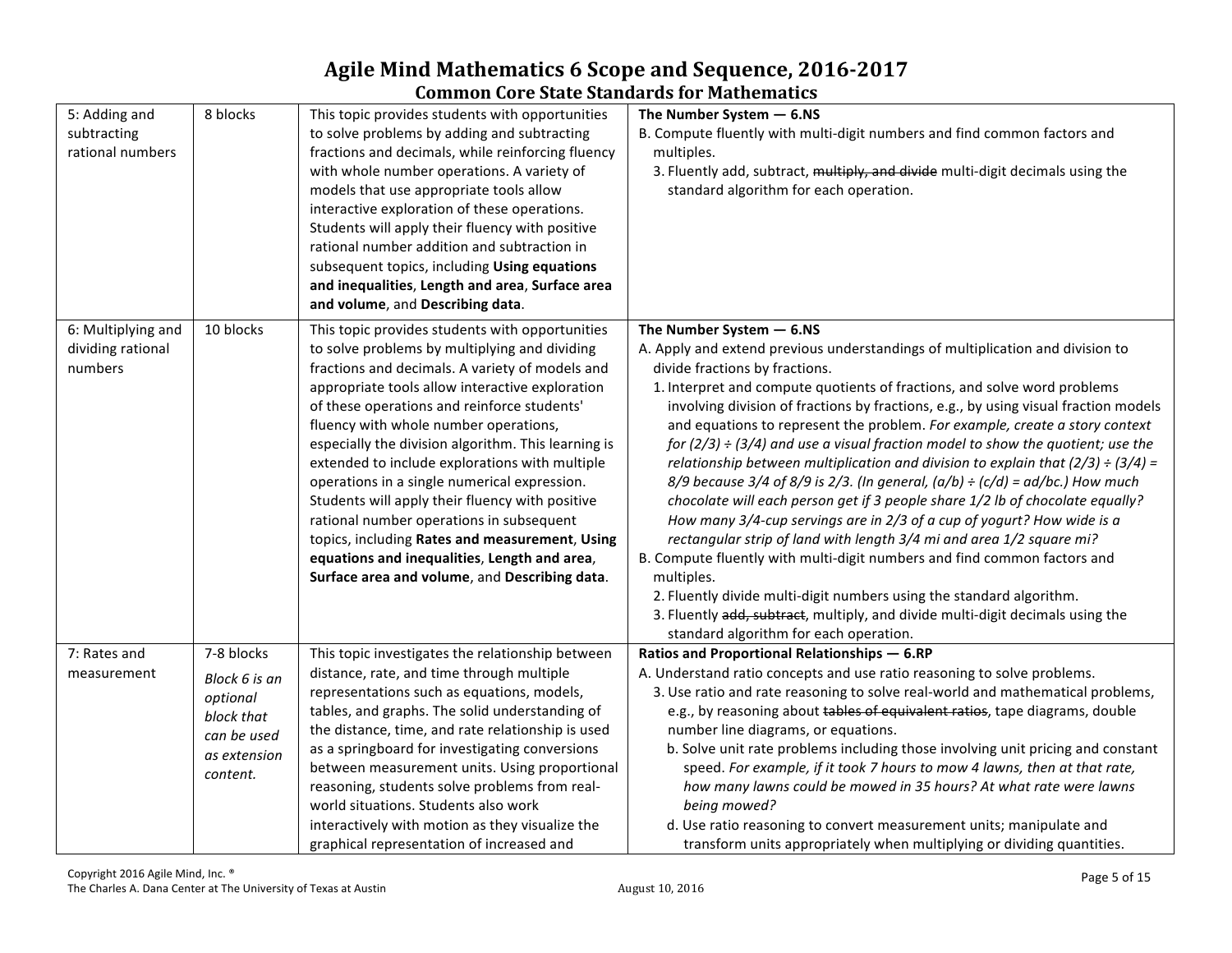# Agile Mind Mathematics 6 Scope and Sequence, 2016-2017

## Common Core State Standards for Mathematics

| | | | |
|---|---|---|---|
| 5: Adding and subtracting rational numbers | 8 blocks | This topic provides students with opportunities to solve problems by adding and subtracting fractions and decimals, while reinforcing fluency with whole number operations. A variety of models that use appropriate tools allow interactive exploration of these operations. Students will apply their fluency with positive rational number addition and subtraction in subsequent topics, including **Using equations and inequalities**, **Length and area**, **Surface area and volume**, and **Describing data**. | **The Number System — 6.NS**<br>B. Compute fluently with multi-digit numbers and find common factors and multiples.<br>3. Fluently add, subtract, ~~multiply, and divide~~ multi-digit decimals using the standard algorithm for each operation. |
| 6: Multiplying and dividing rational numbers | 10 blocks | This topic provides students with opportunities to solve problems by multiplying and dividing fractions and decimals. A variety of models and appropriate tools allow interactive exploration of these operations and reinforce students' fluency with whole number operations, especially the division algorithm. This learning is extended to include explorations with multiple operations in a single numerical expression. Students will apply their fluency with positive rational number operations in subsequent topics, including **Rates and measurement**, **Using equations and inequalities**, **Length and area**, **Surface area and volume**, and **Describing data**. | **The Number System — 6.NS**<br>A. Apply and extend previous understandings of multiplication and division to divide fractions by fractions.<br>1. Interpret and compute quotients of fractions, and solve word problems involving division of fractions by fractions, e.g., by using visual fraction models and equations to represent the problem. *For example, create a story context for $(2/3) \div (3/4)$ and use a visual fraction model to show the quotient; use the relationship between multiplication and division to explain that $(2/3) \div (3/4) = 8/9$ because $3/4$ of $8/9$ is $2/3$. (In general, $(a/b) \div (c/d) = ad/bc$.) How much chocolate will each person get if 3 people share 1/2 lb of chocolate equally? How many 3/4-cup servings are in 2/3 of a cup of yogurt? How wide is a rectangular strip of land with length 3/4 mi and area 1/2 square mi?*<br>B. Compute fluently with multi-digit numbers and find common factors and multiples.<br>2. Fluently divide multi-digit numbers using the standard algorithm.<br>3. Fluently ~~add, subtract~~, multiply, and divide multi-digit decimals using the standard algorithm for each operation. |
| 7: Rates and measurement | 7-8 blocks<br>*Block 6 is an optional block that can be used as extension content.* | This topic investigates the relationship between distance, rate, and time through multiple representations such as equations, models, tables, and graphs. The solid understanding of the distance, time, and rate relationship is used as a springboard for investigating conversions between measurement units. Using proportional reasoning, students solve problems from real-world situations. Students also work interactively with motion as they visualize the graphical representation of increased and | **Ratios and Proportional Relationships — 6.RP**<br>A. Understand ratio concepts and use ratio reasoning to solve problems.<br>3. Use ratio and rate reasoning to solve real-world and mathematical problems, e.g., by reasoning about ~~tables of equivalent ratios~~, tape diagrams, double number line diagrams, or equations.<br>b. Solve unit rate problems including those involving unit pricing and constant speed. *For example, if it took 7 hours to mow 4 lawns, then at that rate, how many lawns could be mowed in 35 hours? At what rate were lawns being mowed?*<br>d. Use ratio reasoning to convert measurement units; manipulate and transform units appropriately when multiplying or dividing quantities. |

Copyright 2016 Agile Mind, Inc. ®
The Charles A. Dana Center at The University of Texas at Austin August 10, 2016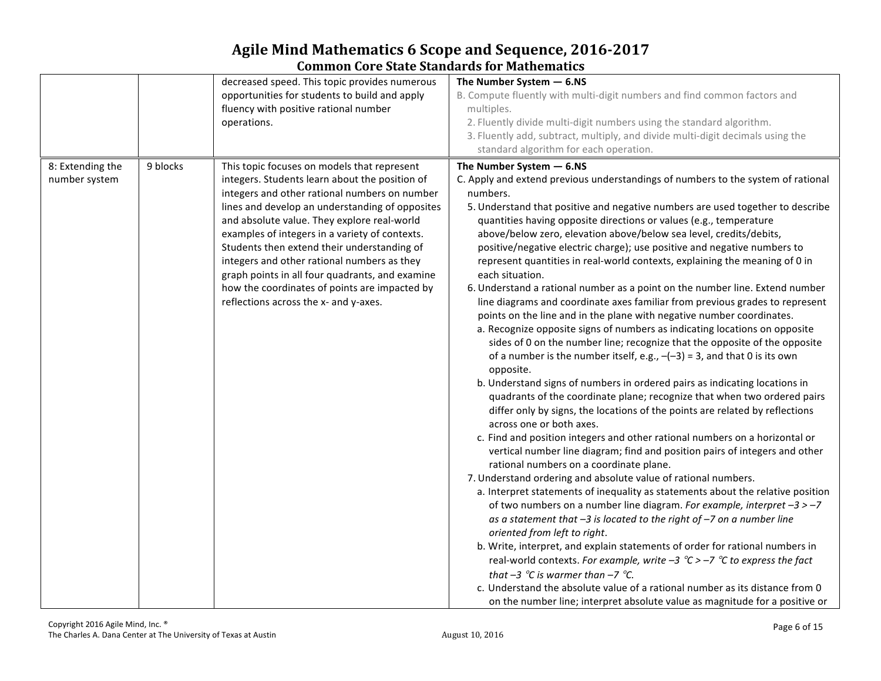# Agile Mind Mathematics 6 Scope and Sequence, 2016-2017

## Common Core State Standards for Mathematics

| | | | |
|---|---|---|---|
| | | decreased speed. This topic provides numerous opportunities for students to build and apply fluency with positive rational number operations. | **The Number System — 6.NS**<br>B. Compute fluently with multi-digit numbers and find common factors and multiples.<br>2. Fluently divide multi-digit numbers using the standard algorithm.<br>3. Fluently add, subtract, multiply, and divide multi-digit decimals using the standard algorithm for each operation. |
| 8: Extending the number system | 9 blocks | This topic focuses on models that represent integers. Students learn about the position of integers and other rational numbers on number lines and develop an understanding of opposites and absolute value. They explore real-world examples of integers in a variety of contexts. Students then extend their understanding of integers and other rational numbers as they graph points in all four quadrants, and examine how the coordinates of points are impacted by reflections across the x- and y-axes. | **The Number System — 6.NS**<br>C. Apply and extend previous understandings of numbers to the system of rational numbers.<br>5. Understand that positive and negative numbers are used together to describe quantities having opposite directions or values (e.g., temperature above/below zero, elevation above/below sea level, credits/debits, positive/negative electric charge); use positive and negative numbers to represent quantities in real-world contexts, explaining the meaning of 0 in each situation.<br>6. Understand a rational number as a point on the number line. Extend number line diagrams and coordinate axes familiar from previous grades to represent points on the line and in the plane with negative number coordinates.<br>a. Recognize opposite signs of numbers as indicating locations on opposite sides of 0 on the number line; recognize that the opposite of the opposite of a number is the number itself, e.g., $-(-3) = 3$, and that 0 is its own opposite.<br>b. Understand signs of numbers in ordered pairs as indicating locations in quadrants of the coordinate plane; recognize that when two ordered pairs differ only by signs, the locations of the points are related by reflections across one or both axes.<br>c. Find and position integers and other rational numbers on a horizontal or vertical number line diagram; find and position pairs of integers and other rational numbers on a coordinate plane.<br>7. Understand ordering and absolute value of rational numbers.<br>a. Interpret statements of inequality as statements about the relative position of two numbers on a number line diagram. *For example, interpret $-3 > -7$ as a statement that $-3$ is located to the right of $-7$ on a number line oriented from left to right*.<br>b. Write, interpret, and explain statements of order for rational numbers in real-world contexts. *For example, write $-3$ °C > $-7$ °C to express the fact that $-3$ °C is warmer than $-7$ °C.*<br>c. Understand the absolute value of a rational number as its distance from 0 on the number line; interpret absolute value as magnitude for a positive or |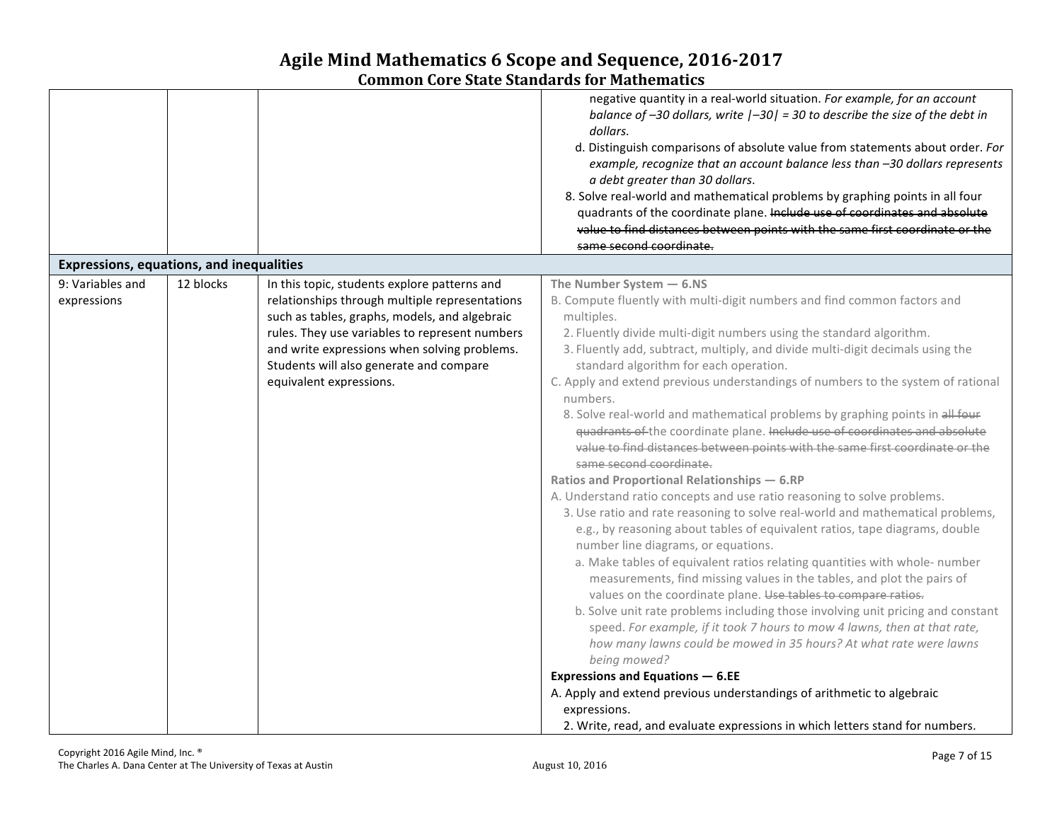| | | | |
|---|---|---|---|
| | | | negative quantity in a real-world situation. *For example, for an account balance of –30 dollars, write \|–30\| = 30 to describe the size of the debt in dollars.*<br>d. Distinguish comparisons of absolute value from statements about order. *For example, recognize that an account balance less than –30 dollars represents a debt greater than 30 dollars.*<br>8. Solve real-world and mathematical problems by graphing points in all four quadrants of the coordinate plane. ~~Include use of coordinates and absolute value to find distances between points with the same first coordinate or the same second coordinate.~~ |
| **Expressions, equations, and inequalities** | | | |
| 9: Variables and expressions | 12 blocks | In this topic, students explore patterns and relationships through multiple representations such as tables, graphs, models, and algebraic rules. They use variables to represent numbers and write expressions when solving problems. Students will also generate and compare equivalent expressions. | **The Number System — 6.NS**<br>B. Compute fluently with multi-digit numbers and find common factors and multiples.<br>2. Fluently divide multi-digit numbers using the standard algorithm.<br>3. Fluently add, subtract, multiply, and divide multi-digit decimals using the standard algorithm for each operation.<br>C. Apply and extend previous understandings of numbers to the system of rational numbers.<br>8. Solve real-world and mathematical problems by graphing points in ~~all four quadrants of~~ the coordinate plane. ~~Include use of coordinates and absolute value to find distances between points with the same first coordinate or the same second coordinate.~~<br>**Ratios and Proportional Relationships — 6.RP**<br>A. Understand ratio concepts and use ratio reasoning to solve problems.<br>3. Use ratio and rate reasoning to solve real-world and mathematical problems, e.g., by reasoning about tables of equivalent ratios, tape diagrams, double number line diagrams, or equations.<br>a. Make tables of equivalent ratios relating quantities with whole- number measurements, find missing values in the tables, and plot the pairs of values on the coordinate plane. ~~Use tables to compare ratios.~~<br>b. Solve unit rate problems including those involving unit pricing and constant speed. *For example, if it took 7 hours to mow 4 lawns, then at that rate, how many lawns could be mowed in 35 hours? At what rate were lawns being mowed?*<br>**Expressions and Equations — 6.EE**<br>A. Apply and extend previous understandings of arithmetic to algebraic expressions.<br>2. Write, read, and evaluate expressions in which letters stand for numbers. |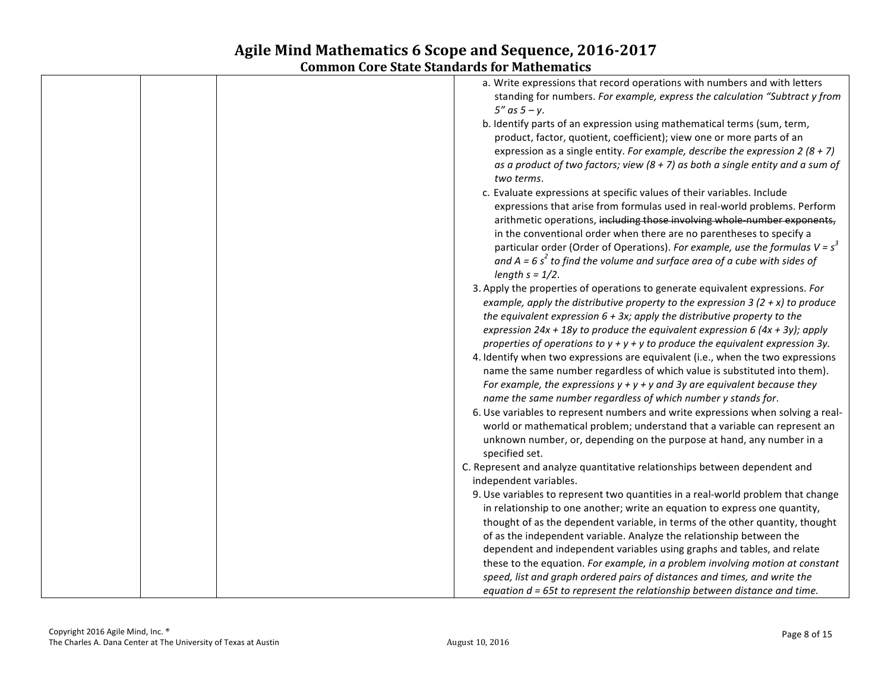| | | | |
|---|---|---|---|
| | | | a. Write expressions that record operations with numbers and with letters standing for numbers. *For example, express the calculation "Subtract y from 5" as 5 – y*.<br>b. Identify parts of an expression using mathematical terms (sum, term, product, factor, quotient, coefficient); view one or more parts of an expression as a single entity. *For example, describe the expression 2 (8 + 7) as a product of two factors; view (8 + 7) as both a single entity and a sum of two terms*.<br>c. Evaluate expressions at specific values of their variables. Include expressions that arise from formulas used in real-world problems. Perform arithmetic operations, ~~including those involving whole-number exponents,~~ in the conventional order when there are no parentheses to specify a particular order (Order of Operations). *For example, use the formulas* $V = s^3$ *and* $A = 6 s^2$ *to find the volume and surface area of a cube with sides of length s = 1/2*.<br>3. Apply the properties of operations to generate equivalent expressions. *For example, apply the distributive property to the expression 3 (2 + x) to produce the equivalent expression 6 + 3x; apply the distributive property to the expression 24x + 18y to produce the equivalent expression 6 (4x + 3y); apply properties of operations to y + y + y to produce the equivalent expression 3y.*<br>4. Identify when two expressions are equivalent (i.e., when the two expressions name the same number regardless of which value is substituted into them). *For example, the expressions y + y + y and 3y are equivalent because they name the same number regardless of which number y stands for*.<br>6. Use variables to represent numbers and write expressions when solving a real-world or mathematical problem; understand that a variable can represent an unknown number, or, depending on the purpose at hand, any number in a specified set.<br>C. Represent and analyze quantitative relationships between dependent and independent variables.<br>9. Use variables to represent two quantities in a real-world problem that change in relationship to one another; write an equation to express one quantity, thought of as the dependent variable, in terms of the other quantity, thought of as the independent variable. Analyze the relationship between the dependent and independent variables using graphs and tables, and relate these to the equation. *For example, in a problem involving motion at constant speed, list and graph ordered pairs of distances and times, and write the equation d = 65t to represent the relationship between distance and time.* |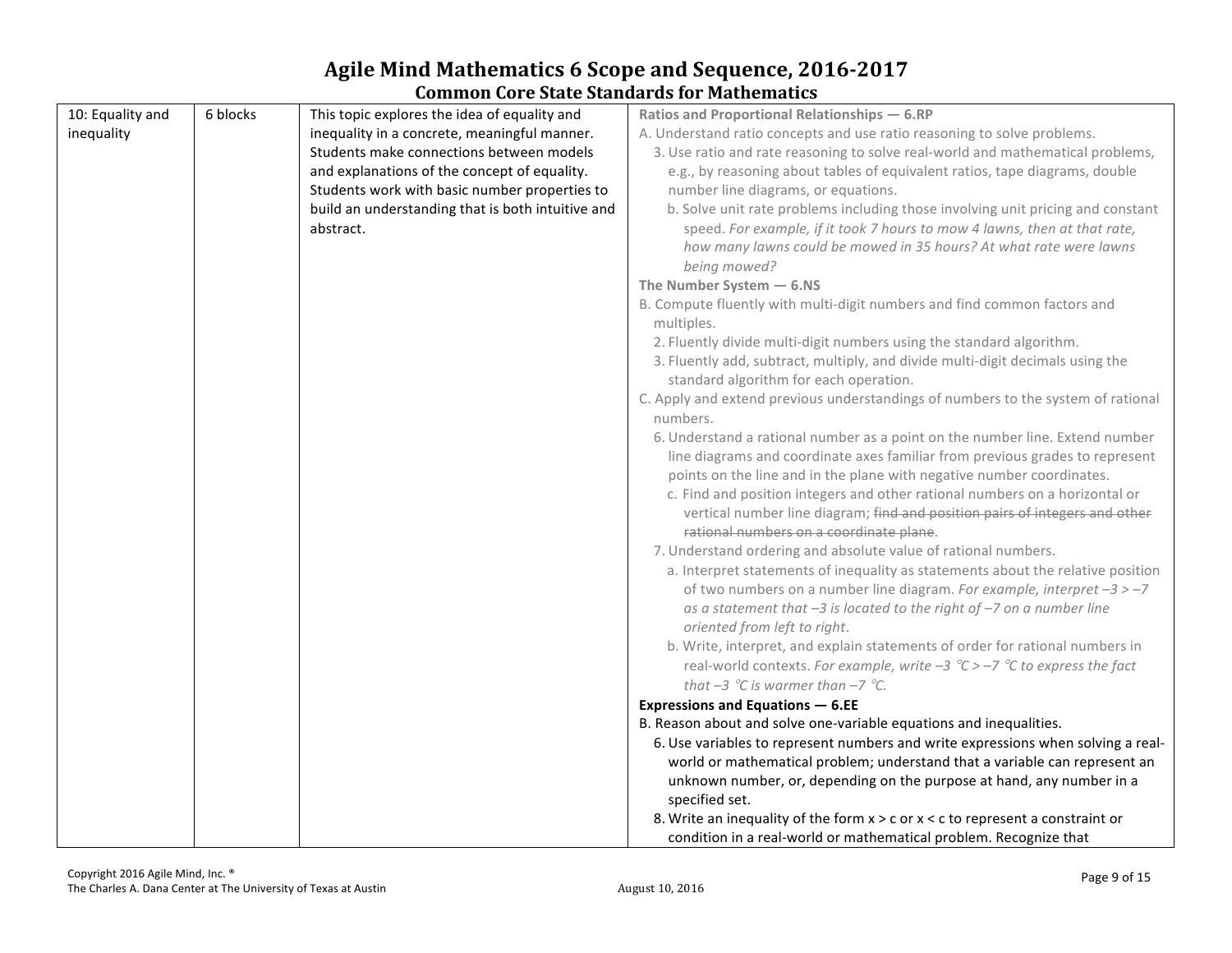# Agile Mind Mathematics 6 Scope and Sequence, 2016-2017

## Common Core State Standards for Mathematics

| | | | |
|---|---|---|---|
| 10: Equality and inequality | 6 blocks | This topic explores the idea of equality and inequality in a concrete, meaningful manner. Students make connections between models and explanations of the concept of equality. Students work with basic number properties to build an understanding that is both intuitive and abstract. | **Ratios and Proportional Relationships — 6.RP**<br>A. Understand ratio concepts and use ratio reasoning to solve problems.<br>3. Use ratio and rate reasoning to solve real-world and mathematical problems, e.g., by reasoning about tables of equivalent ratios, tape diagrams, double number line diagrams, or equations.<br>b. Solve unit rate problems including those involving unit pricing and constant speed. *For example, if it took 7 hours to mow 4 lawns, then at that rate, how many lawns could be mowed in 35 hours? At what rate were lawns being mowed?*<br>**The Number System — 6.NS**<br>B. Compute fluently with multi-digit numbers and find common factors and multiples.<br>2. Fluently divide multi-digit numbers using the standard algorithm.<br>3. Fluently add, subtract, multiply, and divide multi-digit decimals using the standard algorithm for each operation.<br>C. Apply and extend previous understandings of numbers to the system of rational numbers.<br>6. Understand a rational number as a point on the number line. Extend number line diagrams and coordinate axes familiar from previous grades to represent points on the line and in the plane with negative number coordinates.<br>c. Find and position integers and other rational numbers on a horizontal or vertical number line diagram; ~~find and position pairs of integers and other rational numbers on a coordinate plane~~.<br>7. Understand ordering and absolute value of rational numbers.<br>a. Interpret statements of inequality as statements about the relative position of two numbers on a number line diagram. *For example, interpret $-3 > -7$ as a statement that $-3$ is located to the right of $-7$ on a number line oriented from left to right*.<br>b. Write, interpret, and explain statements of order for rational numbers in real-world contexts. *For example, write $-3$ °C > $-7$ °C to express the fact that $-3$ °C is warmer than $-7$ °C.*<br>**Expressions and Equations — 6.EE**<br>B. Reason about and solve one-variable equations and inequalities.<br>6. Use variables to represent numbers and write expressions when solving a real-world or mathematical problem; understand that a variable can represent an unknown number, or, depending on the purpose at hand, any number in a specified set.<br>8. Write an inequality of the form $x > c$ or $x < c$ to represent a constraint or condition in a real-world or mathematical problem. Recognize that |

Copyright 2016 Agile Mind, Inc. ®
The Charles A. Dana Center at The University of Texas at Austin
August 10, 2016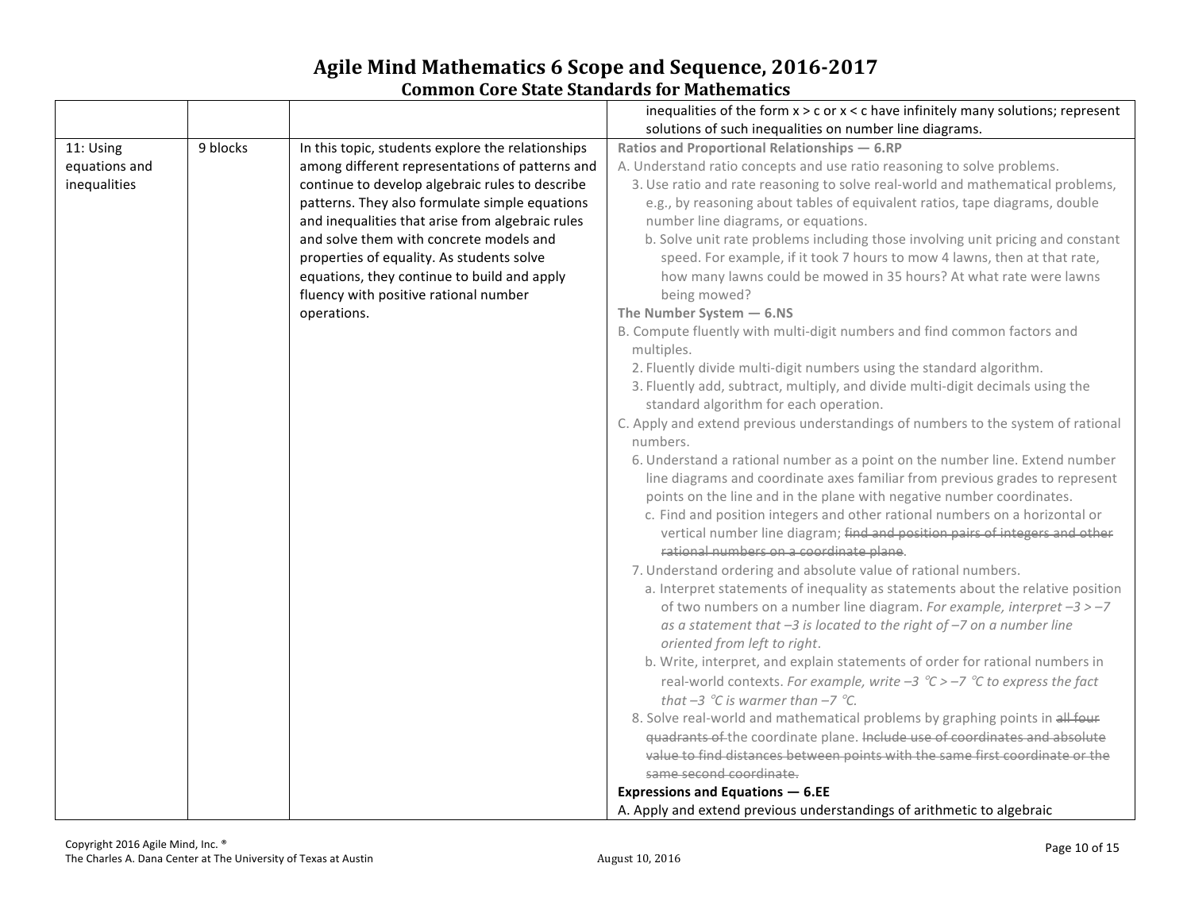# Agile Mind Mathematics 6 Scope and Sequence, 2016-2017
## Common Core State Standards for Mathematics

| | | | |
|---|---|---|---|
| | | | inequalities of the form $x > c$ or $x < c$ have infinitely many solutions; represent solutions of such inequalities on number line diagrams. |
| 11: Using equations and inequalities | 9 blocks | In this topic, students explore the relationships among different representations of patterns and continue to develop algebraic rules to describe patterns. They also formulate simple equations and inequalities that arise from algebraic rules and solve them with concrete models and properties of equality. As students solve equations, they continue to build and apply fluency with positive rational number operations. | **Ratios and Proportional Relationships — 6.RP**<br>A. Understand ratio concepts and use ratio reasoning to solve problems.<br>3. Use ratio and rate reasoning to solve real-world and mathematical problems, e.g., by reasoning about tables of equivalent ratios, tape diagrams, double number line diagrams, or equations.<br>b. Solve unit rate problems including those involving unit pricing and constant speed. For example, if it took 7 hours to mow 4 lawns, then at that rate, how many lawns could be mowed in 35 hours? At what rate were lawns being mowed?<br>**The Number System — 6.NS**<br>B. Compute fluently with multi-digit numbers and find common factors and multiples.<br>2. Fluently divide multi-digit numbers using the standard algorithm.<br>3. Fluently add, subtract, multiply, and divide multi-digit decimals using the standard algorithm for each operation.<br>C. Apply and extend previous understandings of numbers to the system of rational numbers.<br>6. Understand a rational number as a point on the number line. Extend number line diagrams and coordinate axes familiar from previous grades to represent points on the line and in the plane with negative number coordinates.<br>c. Find and position integers and other rational numbers on a horizontal or vertical number line diagram; ~~find and position pairs of integers and other rational numbers on a coordinate plane~~.<br>7. Understand ordering and absolute value of rational numbers.<br>a. Interpret statements of inequality as statements about the relative position of two numbers on a number line diagram. *For example, interpret $-3 > -7$ as a statement that $-3$ is located to the right of $-7$ on a number line oriented from left to right*.<br>b. Write, interpret, and explain statements of order for rational numbers in real-world contexts. *For example, write $-3$ ℃ $> -7$ ℃ to express the fact that $-3$ ℃ is warmer than $-7$ ℃.*<br>8. Solve real-world and mathematical problems by graphing points in ~~all four quadrants of~~ the coordinate plane. ~~Include use of coordinates and absolute value to find distances between points with the same first coordinate or the same second coordinate.~~<br>**Expressions and Equations — 6.EE**<br>A. Apply and extend previous understandings of arithmetic to algebraic |

Copyright 2016 Agile Mind, Inc. ®
The Charles A. Dana Center at The University of Texas at Austin
August 10, 2016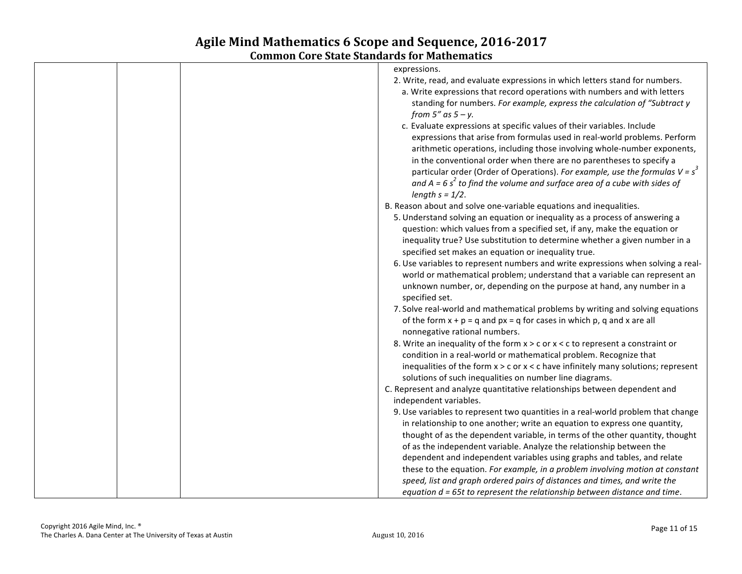| | | | expressions.<br>2. Write, read, and evaluate expressions in which letters stand for numbers.<br>a. Write expressions that record operations with numbers and with letters standing for numbers. *For example, express the calculation of "Subtract y from 5" as 5 – y.*<br>c. Evaluate expressions at specific values of their variables. Include expressions that arise from formulas used in real-world problems. Perform arithmetic operations, including those involving whole-number exponents, in the conventional order when there are no parentheses to specify a particular order (Order of Operations). *For example, use the formulas* $V = s^3$ *and* $A = 6 s^2$ *to find the volume and surface area of a cube with sides of length* $s = 1/2$.<br>B. Reason about and solve one-variable equations and inequalities.<br>5. Understand solving an equation or inequality as a process of answering a question: which values from a specified set, if any, make the equation or inequality true? Use substitution to determine whether a given number in a specified set makes an equation or inequality true.<br>6. Use variables to represent numbers and write expressions when solving a real-world or mathematical problem; understand that a variable can represent an unknown number, or, depending on the purpose at hand, any number in a specified set.<br>7. Solve real-world and mathematical problems by writing and solving equations of the form $x + p = q$ and $px = q$ for cases in which p, q and x are all nonnegative rational numbers.<br>8. Write an inequality of the form $x > c$ or $x < c$ to represent a constraint or condition in a real-world or mathematical problem. Recognize that inequalities of the form $x > c$ or $x < c$ have infinitely many solutions; represent solutions of such inequalities on number line diagrams.<br>C. Represent and analyze quantitative relationships between dependent and independent variables.<br>9. Use variables to represent two quantities in a real-world problem that change in relationship to one another; write an equation to express one quantity, thought of as the dependent variable, in terms of the other quantity, thought of as the independent variable. Analyze the relationship between the dependent and independent variables using graphs and tables, and relate these to the equation. *For example, in a problem involving motion at constant speed, list and graph ordered pairs of distances and times, and write the equation* $d = 65t$ *to represent the relationship between distance and time*. |
|---|---|---|---|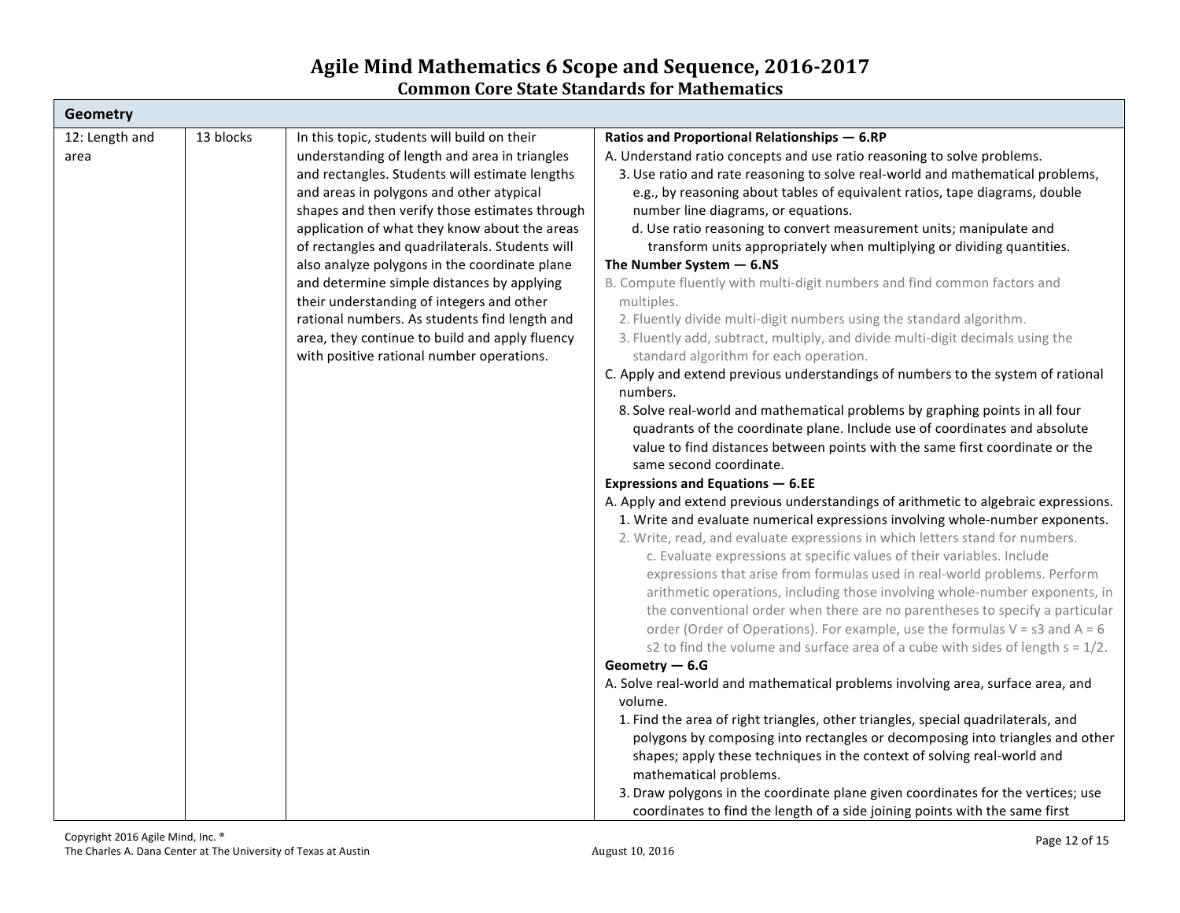# Agile Mind Mathematics 6 Scope and Sequence, 2016-2017

## Common Core State Standards for Mathematics

| Geometry | | | |
|---|---|---|---|
| 12: Length and area | 13 blocks | In this topic, students will build on their understanding of length and area in triangles and rectangles. Students will estimate lengths and areas in polygons and other atypical shapes and then verify those estimates through application of what they know about the areas of rectangles and quadrilaterals. Students will also analyze polygons in the coordinate plane and determine simple distances by applying their understanding of integers and other rational numbers. As students find length and area, they continue to build and apply fluency with positive rational number operations. | **Ratios and Proportional Relationships — 6.RP**<br>A. Understand ratio concepts and use ratio reasoning to solve problems.<br>3. Use ratio and rate reasoning to solve real-world and mathematical problems, e.g., by reasoning about tables of equivalent ratios, tape diagrams, double number line diagrams, or equations.<br>d. Use ratio reasoning to convert measurement units; manipulate and transform units appropriately when multiplying or dividing quantities.<br>**The Number System — 6.NS**<br>B. Compute fluently with multi-digit numbers and find common factors and multiples.<br>2. Fluently divide multi-digit numbers using the standard algorithm.<br>3. Fluently add, subtract, multiply, and divide multi-digit decimals using the standard algorithm for each operation.<br>C. Apply and extend previous understandings of numbers to the system of rational numbers.<br>8. Solve real-world and mathematical problems by graphing points in all four quadrants of the coordinate plane. Include use of coordinates and absolute value to find distances between points with the same first coordinate or the same second coordinate.<br>**Expressions and Equations — 6.EE**<br>A. Apply and extend previous understandings of arithmetic to algebraic expressions.<br>1. Write and evaluate numerical expressions involving whole-number exponents.<br>2. Write, read, and evaluate expressions in which letters stand for numbers.<br>c. Evaluate expressions at specific values of their variables. Include expressions that arise from formulas used in real-world problems. Perform arithmetic operations, including those involving whole-number exponents, in the conventional order when there are no parentheses to specify a particular order (Order of Operations). For example, use the formulas $V = s3$ and $A = 6 s2$ to find the volume and surface area of a cube with sides of length $s = 1/2$.<br>**Geometry — 6.G**<br>A. Solve real-world and mathematical problems involving area, surface area, and volume.<br>1. Find the area of right triangles, other triangles, special quadrilaterals, and polygons by composing into rectangles or decomposing into triangles and other shapes; apply these techniques in the context of solving real-world and mathematical problems.<br>3. Draw polygons in the coordinate plane given coordinates for the vertices; use coordinates to find the length of a side joining points with the same first |

Copyright 2016 Agile Mind, Inc. ®
The Charles A. Dana Center at The University of Texas at Austin
August 10, 2016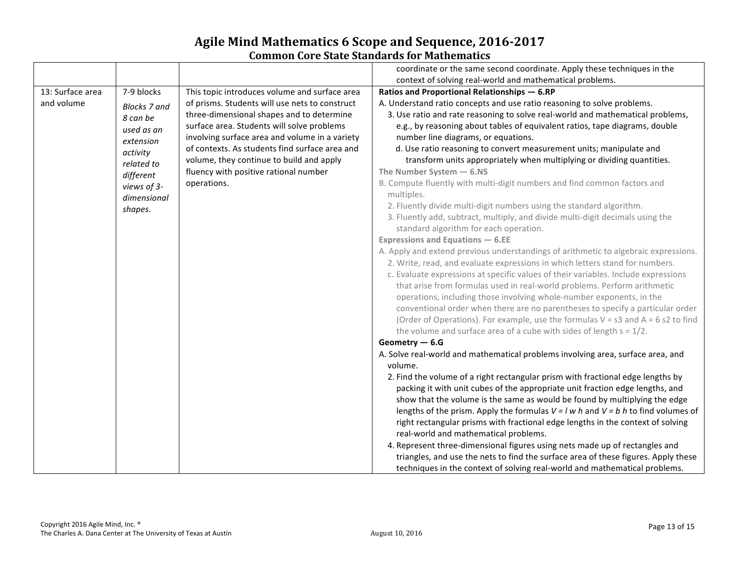# Agile Mind Mathematics 6 Scope and Sequence, 2016-2017

## Common Core State Standards for Mathematics

| | | | |
|---|---|---|---|
| | | | coordinate or the same second coordinate. Apply these techniques in the context of solving real-world and mathematical problems. |
| 13: Surface area and volume | 7-9 blocks<br>*Blocks 7 and 8 can be used as an extension activity related to different views of 3-dimensional shapes.* | This topic introduces volume and surface area of prisms. Students will use nets to construct three-dimensional shapes and to determine surface area. Students will solve problems involving surface area and volume in a variety of contexts. As students find surface area and volume, they continue to build and apply fluency with positive rational number operations. | **Ratios and Proportional Relationships — 6.RP**<br>A. Understand ratio concepts and use ratio reasoning to solve problems.<br>3. Use ratio and rate reasoning to solve real-world and mathematical problems, e.g., by reasoning about tables of equivalent ratios, tape diagrams, double number line diagrams, or equations.<br>d. Use ratio reasoning to convert measurement units; manipulate and transform units appropriately when multiplying or dividing quantities.<br>**The Number System — 6.NS**<br>B. Compute fluently with multi-digit numbers and find common factors and multiples.<br>2. Fluently divide multi-digit numbers using the standard algorithm.<br>3. Fluently add, subtract, multiply, and divide multi-digit decimals using the standard algorithm for each operation.<br>**Expressions and Equations — 6.EE**<br>A. Apply and extend previous understandings of arithmetic to algebraic expressions.<br>2. Write, read, and evaluate expressions in which letters stand for numbers.<br>c. Evaluate expressions at specific values of their variables. Include expressions that arise from formulas used in real-world problems. Perform arithmetic operations, including those involving whole-number exponents, in the conventional order when there are no parentheses to specify a particular order (Order of Operations). For example, use the formulas V = s3 and A = 6 s2 to find the volume and surface area of a cube with sides of length s = 1/2.<br>**Geometry — 6.G**<br>A. Solve real-world and mathematical problems involving area, surface area, and volume.<br>2. Find the volume of a right rectangular prism with fractional edge lengths by packing it with unit cubes of the appropriate unit fraction edge lengths, and show that the volume is the same as would be found by multiplying the edge lengths of the prism. Apply the formulas $V = l\ w\ h$ and $V = b\ h$ to find volumes of right rectangular prisms with fractional edge lengths in the context of solving real-world and mathematical problems.<br>4. Represent three-dimensional figures using nets made up of rectangles and triangles, and use the nets to find the surface area of these figures. Apply these techniques in the context of solving real-world and mathematical problems. |

Copyright 2016 Agile Mind, Inc. ®
The Charles A. Dana Center at The University of Texas at Austin
August 10, 2016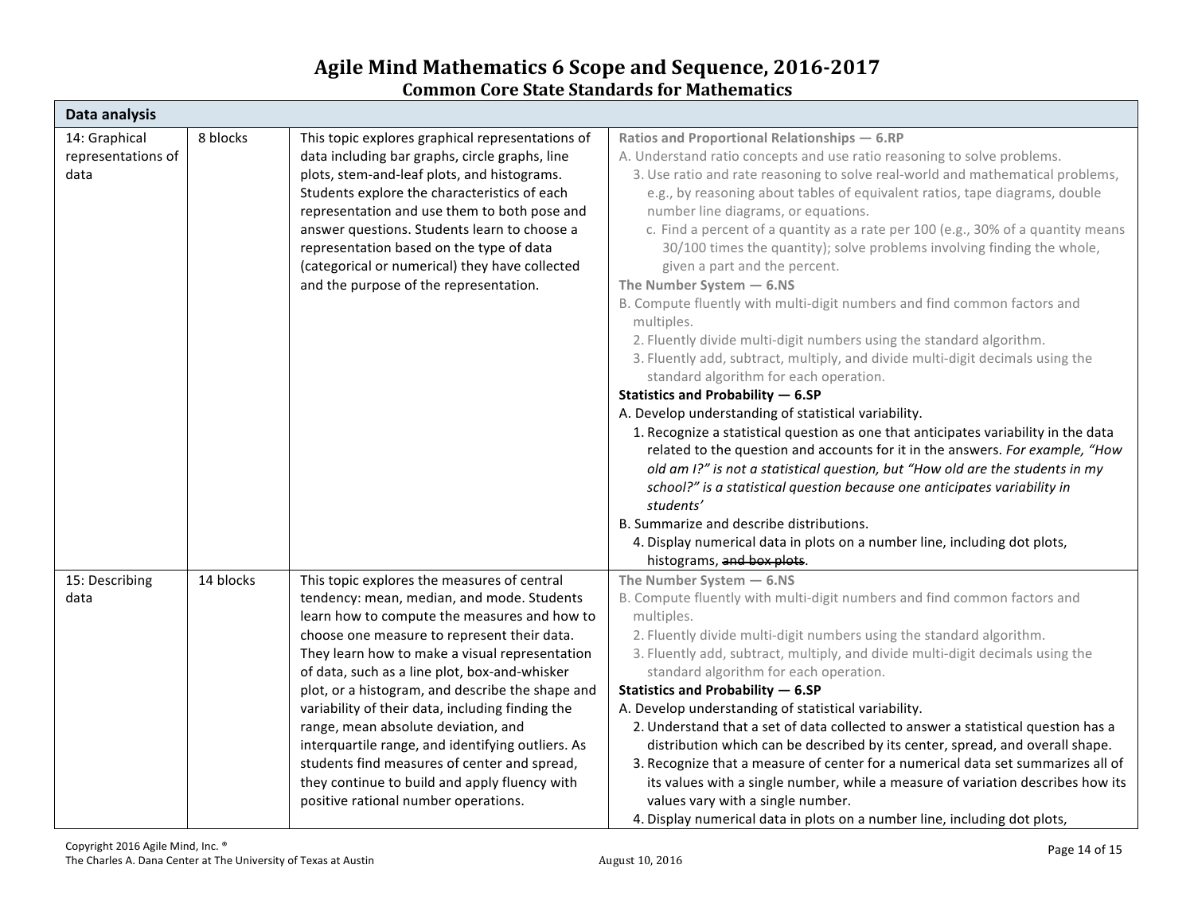# Agile Mind Mathematics 6 Scope and Sequence, 2016-2017
## Common Core State Standards for Mathematics

| Data analysis | | | |
|---|---|---|---|
| 14: Graphical representations of data | 8 blocks | This topic explores graphical representations of data including bar graphs, circle graphs, line plots, stem-and-leaf plots, and histograms. Students explore the characteristics of each representation and use them to both pose and answer questions. Students learn to choose a representation based on the type of data (categorical or numerical) they have collected and the purpose of the representation. | **Ratios and Proportional Relationships — 6.RP**<br>A. Understand ratio concepts and use ratio reasoning to solve problems.<br>3. Use ratio and rate reasoning to solve real-world and mathematical problems, e.g., by reasoning about tables of equivalent ratios, tape diagrams, double number line diagrams, or equations.<br>c. Find a percent of a quantity as a rate per 100 (e.g., 30% of a quantity means 30/100 times the quantity); solve problems involving finding the whole, given a part and the percent.<br>**The Number System — 6.NS**<br>B. Compute fluently with multi-digit numbers and find common factors and multiples.<br>2. Fluently divide multi-digit numbers using the standard algorithm.<br>3. Fluently add, subtract, multiply, and divide multi-digit decimals using the standard algorithm for each operation.<br>**Statistics and Probability — 6.SP**<br>A. Develop understanding of statistical variability.<br>1. Recognize a statistical question as one that anticipates variability in the data related to the question and accounts for it in the answers. *For example, "How old am I?" is not a statistical question, but "How old are the students in my school?" is a statistical question because one anticipates variability in students'*<br>B. Summarize and describe distributions.<br>4. Display numerical data in plots on a number line, including dot plots, histograms, ~~and box plots~~. |
| 15: Describing data | 14 blocks | This topic explores the measures of central tendency: mean, median, and mode. Students learn how to compute the measures and how to choose one measure to represent their data. They learn how to make a visual representation of data, such as a line plot, box-and-whisker plot, or a histogram, and describe the shape and variability of their data, including finding the range, mean absolute deviation, and interquartile range, and identifying outliers. As students find measures of center and spread, they continue to build and apply fluency with positive rational number operations. | **The Number System — 6.NS**<br>B. Compute fluently with multi-digit numbers and find common factors and multiples.<br>2. Fluently divide multi-digit numbers using the standard algorithm.<br>3. Fluently add, subtract, multiply, and divide multi-digit decimals using the standard algorithm for each operation.<br>**Statistics and Probability — 6.SP**<br>A. Develop understanding of statistical variability.<br>2. Understand that a set of data collected to answer a statistical question has a distribution which can be described by its center, spread, and overall shape.<br>3. Recognize that a measure of center for a numerical data set summarizes all of its values with a single number, while a measure of variation describes how its values vary with a single number.<br>4. Display numerical data in plots on a number line, including dot plots, |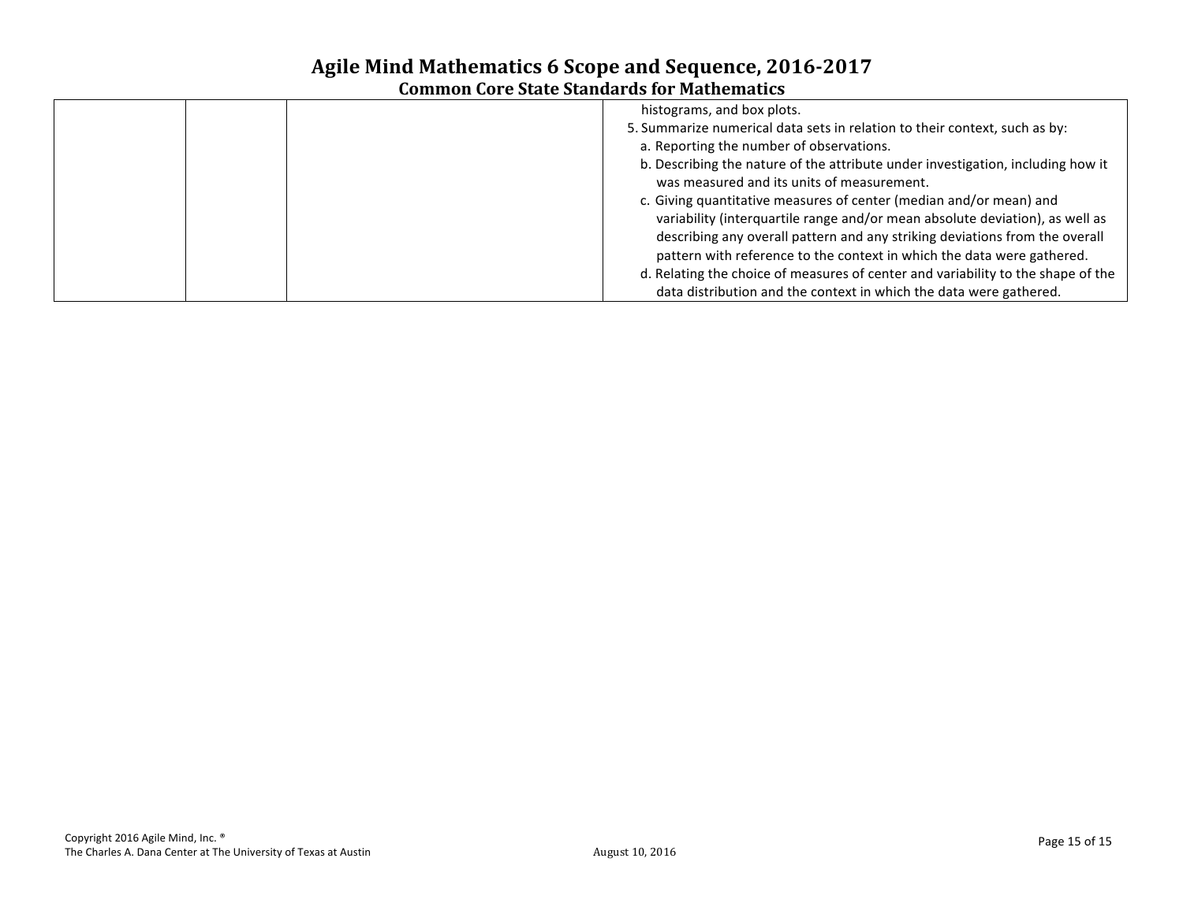| | | | |
|---|---|---|---|
| | | | histograms, and box plots.<br>5. Summarize numerical data sets in relation to their context, such as by:<br>a. Reporting the number of observations.<br>b. Describing the nature of the attribute under investigation, including how it was measured and its units of measurement.<br>c. Giving quantitative measures of center (median and/or mean) and variability (interquartile range and/or mean absolute deviation), as well as describing any overall pattern and any striking deviations from the overall pattern with reference to the context in which the data were gathered.<br>d. Relating the choice of measures of center and variability to the shape of the data distribution and the context in which the data were gathered. |